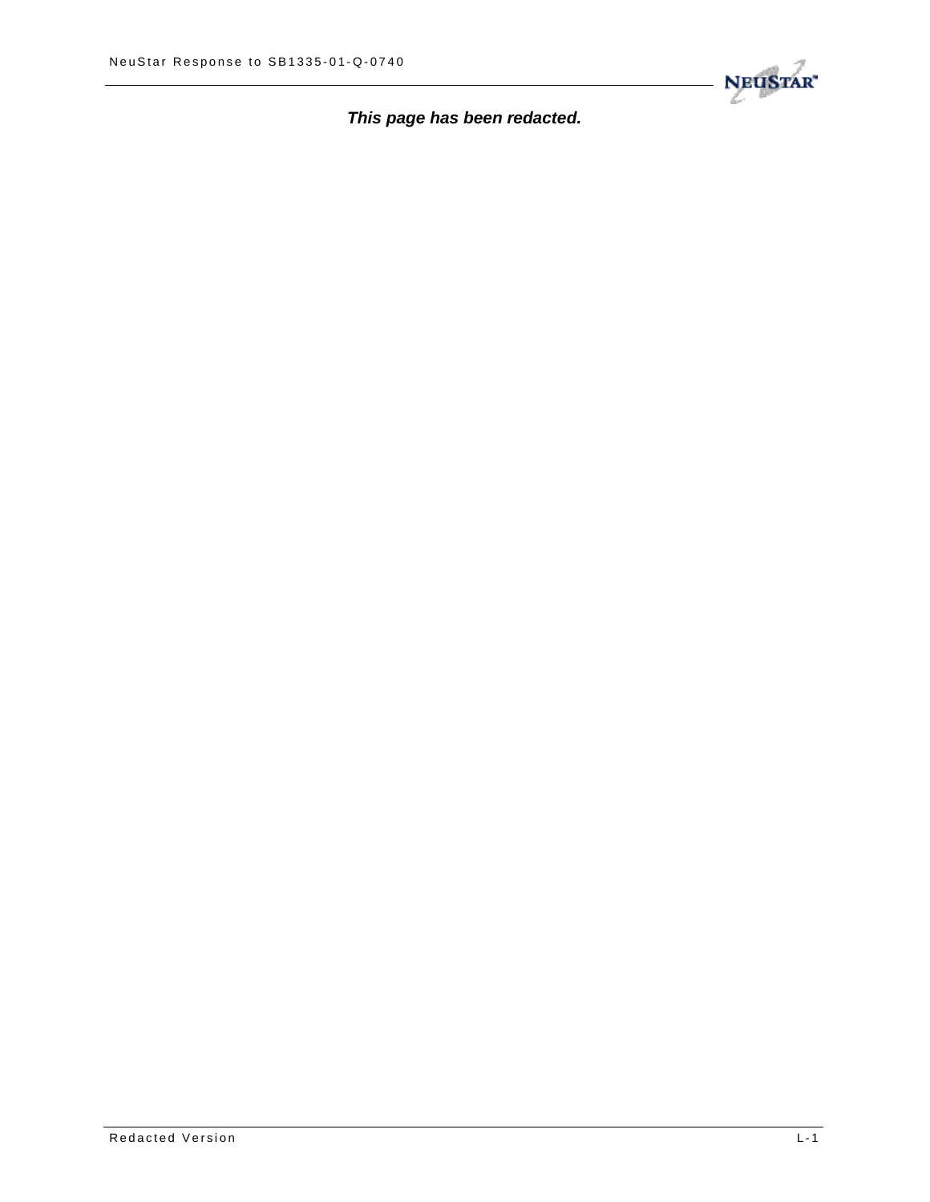***This page has been redacted.***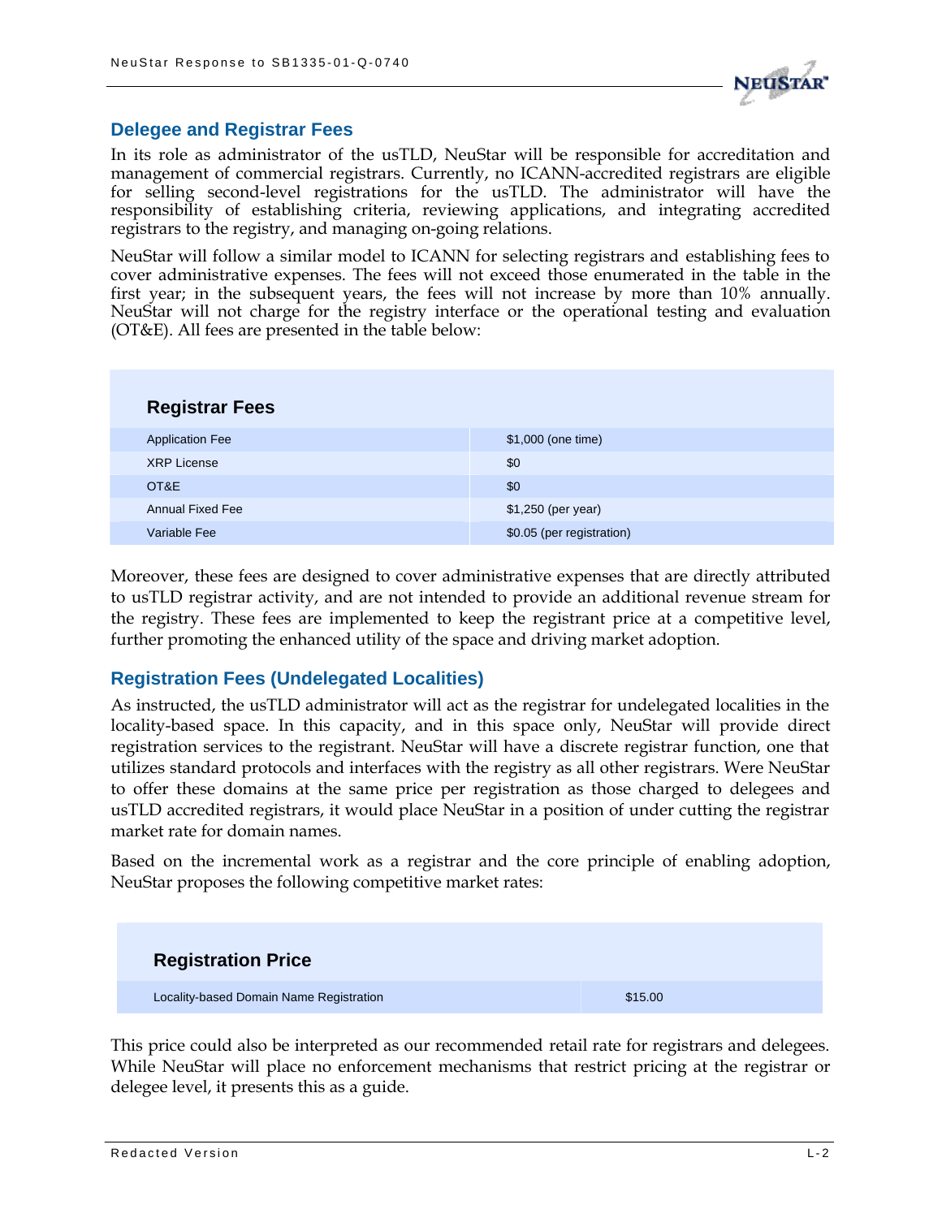## Delegee and Registrar Fees

In its role as administrator of the usTLD, NeuStar will be responsible for accreditation and management of commercial registrars. Currently, no ICANN-accredited registrars are eligible for selling second-level registrations for the usTLD. The administrator will have the responsibility of establishing criteria, reviewing applications, and integrating accredited registrars to the registry, and managing on-going relations.

NeuStar will follow a similar model to ICANN for selecting registrars and establishing fees to cover administrative expenses. The fees will not exceed those enumerated in the table in the first year; in the subsequent years, the fees will not increase by more than 10% annually. NeuStar will not charge for the registry interface or the operational testing and evaluation (OT&E). All fees are presented in the table below:

| Registrar Fees | |
|---|---|
| Application Fee | $1,000 (one time) |
| XRP License | $0 |
| OT&E | $0 |
| Annual Fixed Fee | $1,250 (per year) |
| Variable Fee | $0.05 (per registration) |

Moreover, these fees are designed to cover administrative expenses that are directly attributed to usTLD registrar activity, and are not intended to provide an additional revenue stream for the registry. These fees are implemented to keep the registrant price at a competitive level, further promoting the enhanced utility of the space and driving market adoption.

## Registration Fees (Undelegated Localities)

As instructed, the usTLD administrator will act as the registrar for undelegated localities in the locality-based space. In this capacity, and in this space only, NeuStar will provide direct registration services to the registrant. NeuStar will have a discrete registrar function, one that utilizes standard protocols and interfaces with the registry as all other registrars. Were NeuStar to offer these domains at the same price per registration as those charged to delegees and usTLD accredited registrars, it would place NeuStar in a position of under cutting the registrar market rate for domain names.

Based on the incremental work as a registrar and the core principle of enabling adoption, NeuStar proposes the following competitive market rates:

| Registration Price | |
|---|---|
| Locality-based Domain Name Registration | $15.00 |

This price could also be interpreted as our recommended retail rate for registrars and delegees. While NeuStar will place no enforcement mechanisms that restrict pricing at the registrar or delegee level, it presents this as a guide.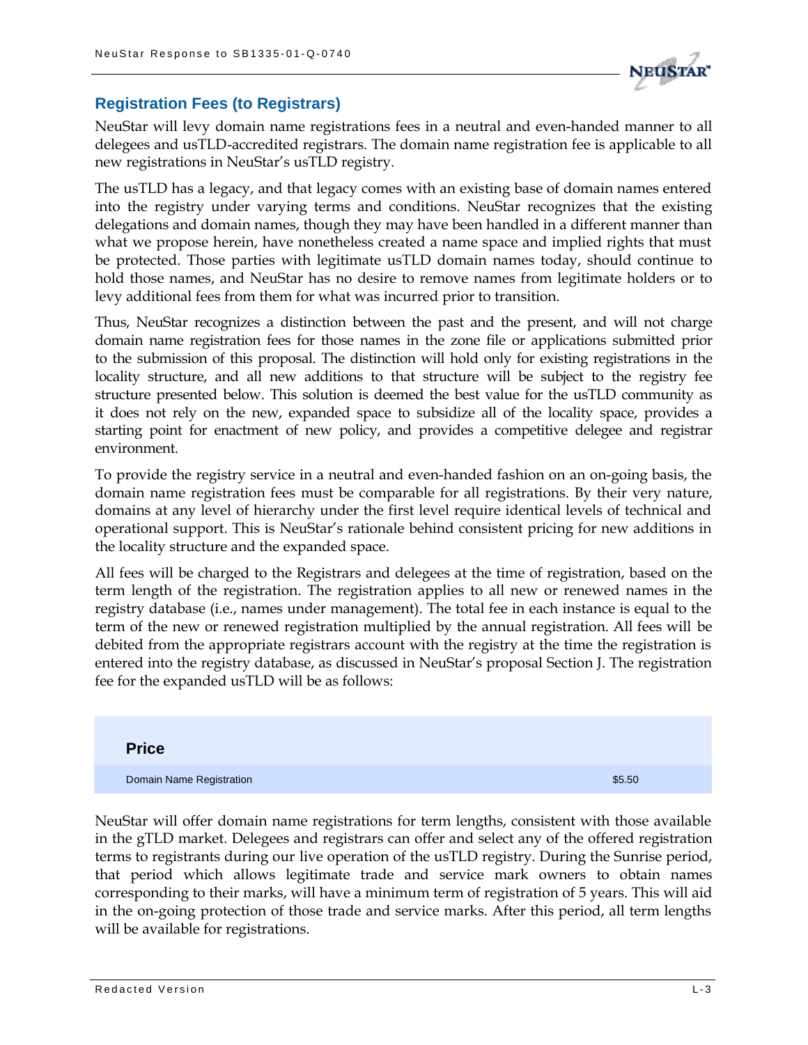## Registration Fees (to Registrars)

NeuStar will levy domain name registrations fees in a neutral and even-handed manner to all delegees and usTLD-accredited registrars. The domain name registration fee is applicable to all new registrations in NeuStar's usTLD registry.

The usTLD has a legacy, and that legacy comes with an existing base of domain names entered into the registry under varying terms and conditions. NeuStar recognizes that the existing delegations and domain names, though they may have been handled in a different manner than what we propose herein, have nonetheless created a name space and implied rights that must be protected. Those parties with legitimate usTLD domain names today, should continue to hold those names, and NeuStar has no desire to remove names from legitimate holders or to levy additional fees from them for what was incurred prior to transition.

Thus, NeuStar recognizes a distinction between the past and the present, and will not charge domain name registration fees for those names in the zone file or applications submitted prior to the submission of this proposal. The distinction will hold only for existing registrations in the locality structure, and all new additions to that structure will be subject to the registry fee structure presented below. This solution is deemed the best value for the usTLD community as it does not rely on the new, expanded space to subsidize all of the locality space, provides a starting point for enactment of new policy, and provides a competitive delegee and registrar environment.

To provide the registry service in a neutral and even-handed fashion on an on-going basis, the domain name registration fees must be comparable for all registrations. By their very nature, domains at any level of hierarchy under the first level require identical levels of technical and operational support. This is NeuStar's rationale behind consistent pricing for new additions in the locality structure and the expanded space.

All fees will be charged to the Registrars and delegees at the time of registration, based on the term length of the registration. The registration applies to all new or renewed names in the registry database (i.e., names under management). The total fee in each instance is equal to the term of the new or renewed registration multiplied by the annual registration. All fees will be debited from the appropriate registrars account with the registry at the time the registration is entered into the registry database, as discussed in NeuStar's proposal Section J. The registration fee for the expanded usTLD will be as follows:

| Price | |
|---|---|
| Domain Name Registration | $5.50 |

NeuStar will offer domain name registrations for term lengths, consistent with those available in the gTLD market. Delegees and registrars can offer and select any of the offered registration terms to registrants during our live operation of the usTLD registry. During the Sunrise period, that period which allows legitimate trade and service mark owners to obtain names corresponding to their marks, will have a minimum term of registration of 5 years. This will aid in the on-going protection of those trade and service marks. After this period, all term lengths will be available for registrations.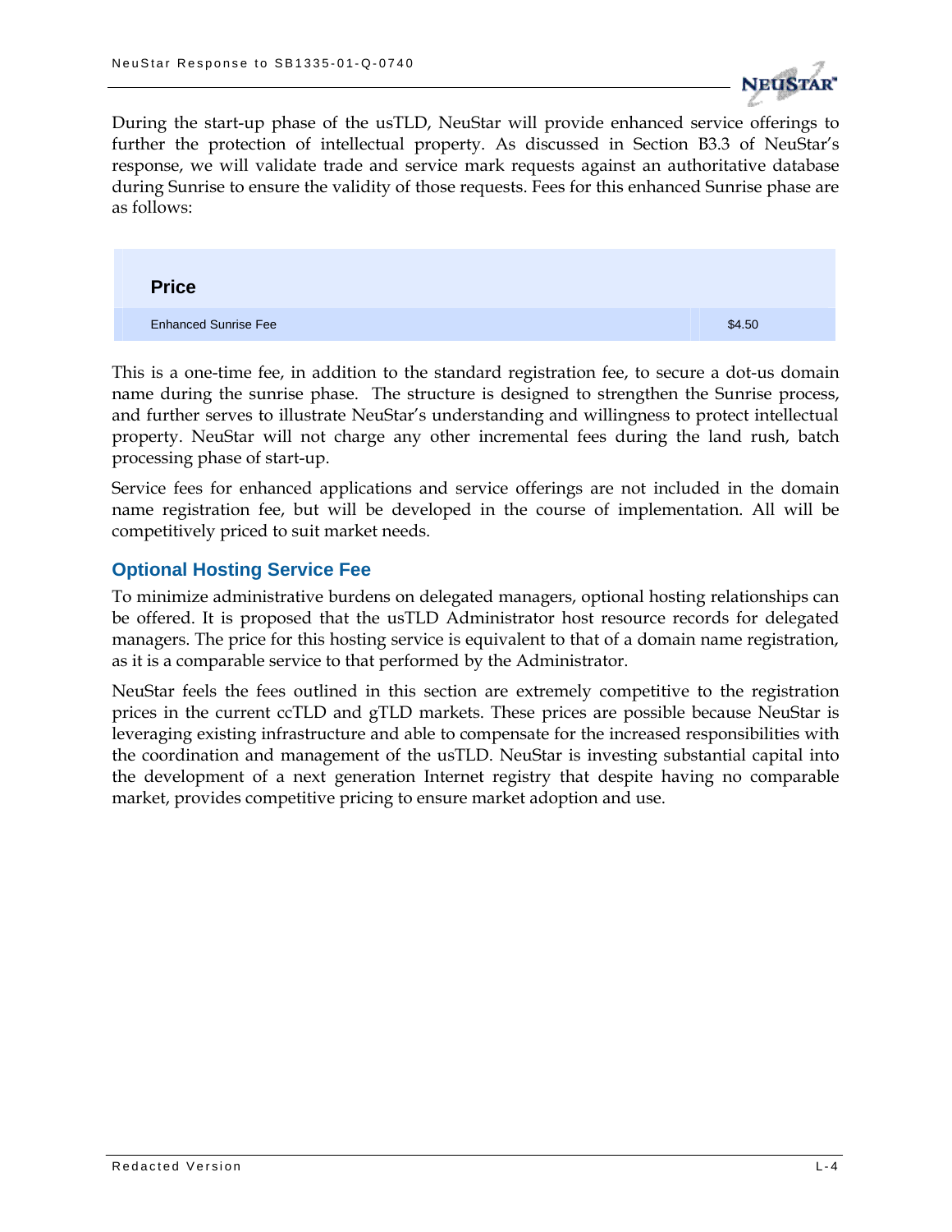During the start-up phase of the usTLD, NeuStar will provide enhanced service offerings to further the protection of intellectual property. As discussed in Section B3.3 of NeuStar's response, we will validate trade and service mark requests against an authoritative database during Sunrise to ensure the validity of those requests. Fees for this enhanced Sunrise phase are as follows:

| Price | |
|---|---|
| Enhanced Sunrise Fee | $4.50 |

This is a one-time fee, in addition to the standard registration fee, to secure a dot-us domain name during the sunrise phase. The structure is designed to strengthen the Sunrise process, and further serves to illustrate NeuStar's understanding and willingness to protect intellectual property. NeuStar will not charge any other incremental fees during the land rush, batch processing phase of start-up.

Service fees for enhanced applications and service offerings are not included in the domain name registration fee, but will be developed in the course of implementation. All will be competitively priced to suit market needs.

### Optional Hosting Service Fee

To minimize administrative burdens on delegated managers, optional hosting relationships can be offered. It is proposed that the usTLD Administrator host resource records for delegated managers. The price for this hosting service is equivalent to that of a domain name registration, as it is a comparable service to that performed by the Administrator.

NeuStar feels the fees outlined in this section are extremely competitive to the registration prices in the current ccTLD and gTLD markets. These prices are possible because NeuStar is leveraging existing infrastructure and able to compensate for the increased responsibilities with the coordination and management of the usTLD. NeuStar is investing substantial capital into the development of a next generation Internet registry that despite having no comparable market, provides competitive pricing to ensure market adoption and use.